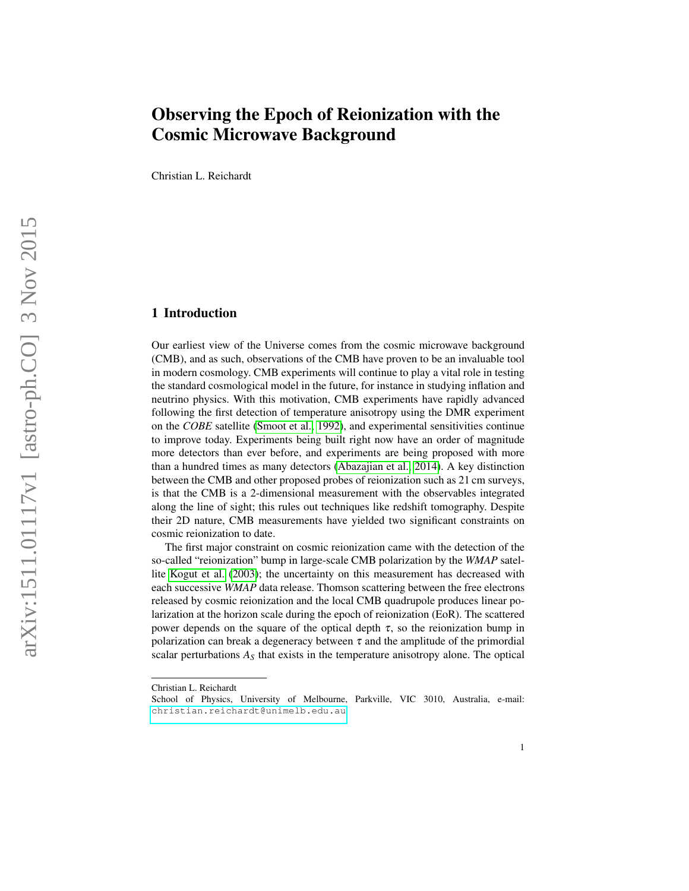# Observing the Epoch of Reionization with the Cosmic Microwave Background

Christian L. Reichardt

## 1 Introduction

Our earliest view of the Universe comes from the cosmic microwave background (CMB), and as such, observations of the CMB have proven to be an invaluable tool in modern cosmology. CMB experiments will continue to play a vital role in testing the standard cosmological model in the future, for instance in studying inflation and neutrino physics. With this motivation, CMB experiments have rapidly advanced following the first detection of temperature anisotropy using the DMR experiment on the *COBE* satellite (Smoot et al., 1992), and experimental sensitivities continue to improve today. Experiments being built right now have an order of magnitude more detectors than ever before, and experiments are being proposed with more than a hundred times as many detectors (Abazajian et al., 2014). A key distinction between the CMB and other proposed probes of reionization such as 21 cm surveys, is that the CMB is a 2-dimensional measurement with the observables integrated along the line of sight; this rules out techniques like redshift tomography. Despite their 2D nature, CMB measurements have yielded two significant constraints on cosmic reionization to date.

The first major constraint on cosmic reionization came with the detection of the so-called "reionization" bump in large-scale CMB polarization by the *WMAP* satellite Kogut et al. (2003); the uncertainty on this measurement has decreased with each successive *WMAP* data release. Thomson scattering between the free electrons released by cosmic reionization and the local CMB quadrupole produces linear polarization at the horizon scale during the epoch of reionization (EoR). The scattered power depends on the square of the optical depth $\tau$, so the reionization bump in polarization can break a degeneracy between $\tau$ and the amplitude of the primordial scalar perturbations $A_S$ that exists in the temperature anisotropy alone. The optical

---

Christian L. Reichardt
School of Physics, University of Melbourne, Parkville, VIC 3010, Australia, e-mail: christian.reichardt@unimelb.edu.au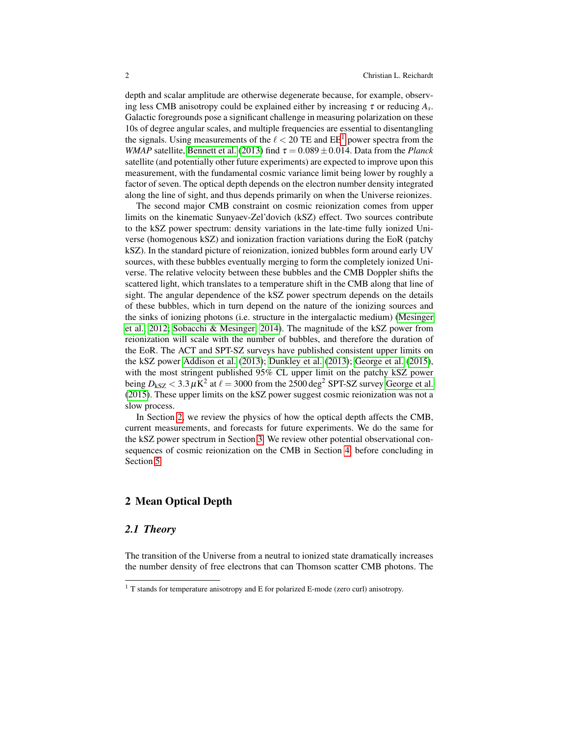depth and scalar amplitude are otherwise degenerate because, for example, observing less CMB anisotropy could be explained either by increasing $\tau$ or reducing $A_s$. Galactic foregrounds pose a significant challenge in measuring polarization on these 10s of degree angular scales, and multiple frequencies are essential to disentangling the signals. Using measurements of the $\ell < 20$ TE and EE[1] power spectra from the *WMAP* satellite, Bennett et al. (2013) find $\tau = 0.089 \pm 0.014$. Data from the *Planck* satellite (and potentially other future experiments) are expected to improve upon this measurement, with the fundamental cosmic variance limit being lower by roughly a factor of seven. The optical depth depends on the electron number density integrated along the line of sight, and thus depends primarily on when the Universe reionizes.

The second major CMB constraint on cosmic reionization comes from upper limits on the kinematic Sunyaev-Zel'dovich (kSZ) effect. Two sources contribute to the kSZ power spectrum: density variations in the late-time fully ionized Universe (homogenous kSZ) and ionization fraction variations during the EoR (patchy kSZ). In the standard picture of reionization, ionized bubbles form around early UV sources, with these bubbles eventually merging to form the completely ionized Universe. The relative velocity between these bubbles and the CMB Doppler shifts the scattered light, which translates to a temperature shift in the CMB along that line of sight. The angular dependence of the kSZ power spectrum depends on the details of these bubbles, which in turn depend on the nature of the ionizing sources and the sinks of ionizing photons (i.e. structure in the intergalactic medium) (Mesinger et al. 2012; Sobacchi & Mesinger 2014). The magnitude of the kSZ power from reionization will scale with the number of bubbles, and therefore the duration of the EoR. The ACT and SPT-SZ surveys have published consistent upper limits on the kSZ power Addison et al. (2013); Dunkley et al. (2013); George et al. (2015), with the most stringent published 95% CL upper limit on the patchy kSZ power being $D_{\rm kSZ} < 3.3\,\mu{\rm K}^2$ at $\ell = 3000$ from the 2500 deg$^2$ SPT-SZ survey George et al. (2015). These upper limits on the kSZ power suggest cosmic reionization was not a slow process.

In Section 2, we review the physics of how the optical depth affects the CMB, current measurements, and forecasts for future experiments. We do the same for the kSZ power spectrum in Section 3. We review other potential observational consequences of cosmic reionization on the CMB in Section 4, before concluding in Section 5.

## 2 Mean Optical Depth

### *2.1 Theory*

The transition of the Universe from a neutral to ionized state dramatically increases the number density of free electrons that can Thomson scatter CMB photons. The

[1] T stands for temperature anisotropy and E for polarized E-mode (zero curl) anisotropy.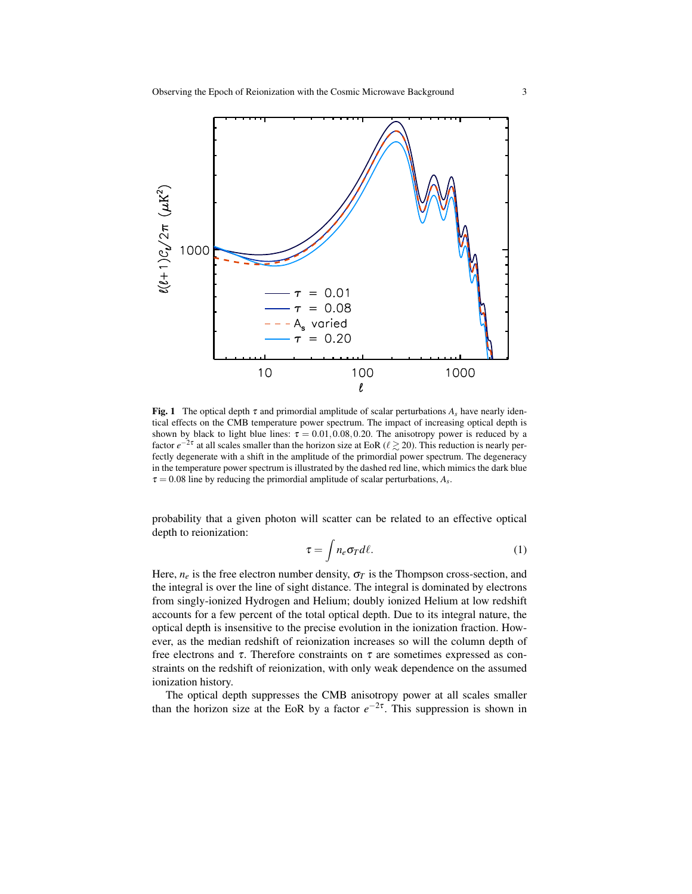**Fig. 1** The optical depth $\tau$ and primordial amplitude of scalar perturbations $A_s$ have nearly identical effects on the CMB temperature power spectrum. The impact of increasing optical depth is shown by black to light blue lines: $\tau = 0.01, 0.08, 0.20$. The anisotropy power is reduced by a factor $e^{-2\tau}$ at all scales smaller than the horizon size at EoR ($\ell \gtrsim 20$). This reduction is nearly perfectly degenerate with a shift in the amplitude of the primordial power spectrum. The degeneracy in the temperature power spectrum is illustrated by the dashed red line, which mimics the dark blue $\tau = 0.08$ line by reducing the primordial amplitude of scalar perturbations, $A_s$.

probability that a given photon will scatter can be related to an effective optical depth to reionization:

$$\tau = \int n_e \sigma_T d\ell. \tag{1}$$

Here, $n_e$ is the free electron number density, $\sigma_T$ is the Thompson cross-section, and the integral is over the line of sight distance. The integral is dominated by electrons from singly-ionized Hydrogen and Helium; doubly ionized Helium at low redshift accounts for a few percent of the total optical depth. Due to its integral nature, the optical depth is insensitive to the precise evolution in the ionization fraction. However, as the median redshift of reionization increases so will the column depth of free electrons and $\tau$. Therefore constraints on $\tau$ are sometimes expressed as constraints on the redshift of reionization, with only weak dependence on the assumed ionization history.

The optical depth suppresses the CMB anisotropy power at all scales smaller than the horizon size at the EoR by a factor $e^{-2\tau}$. This suppression is shown in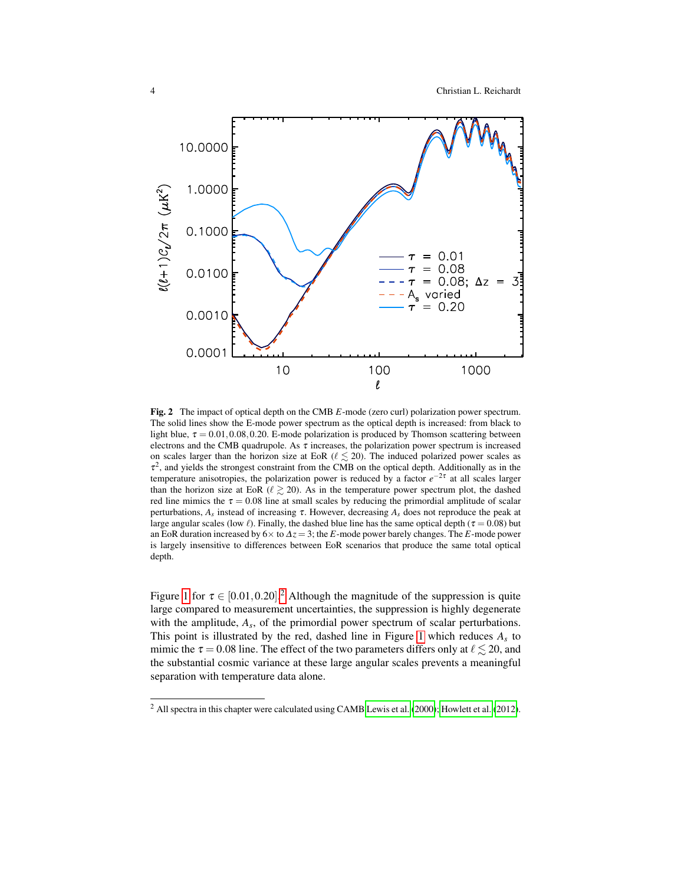**Fig. 2** The impact of optical depth on the CMB $E$-mode (zero curl) polarization power spectrum. The solid lines show the E-mode power spectrum as the optical depth is increased: from black to light blue, $\tau = 0.01, 0.08, 0.20$. E-mode polarization is produced by Thomson scattering between electrons and the CMB quadrupole. As $\tau$ increases, the polarization power spectrum is increased on scales larger than the horizon size at EoR ($\ell \lesssim 20$). The induced polarized power scales as $\tau^2$, and yields the strongest constraint from the CMB on the optical depth. Additionally as in the temperature anisotropies, the polarization power is reduced by a factor $e^{-2\tau}$ at all scales larger than the horizon size at EoR ($\ell \gtrsim 20$). As in the temperature power spectrum plot, the dashed red line mimics the $\tau = 0.08$ line at small scales by reducing the primordial amplitude of scalar perturbations, $A_s$ instead of increasing $\tau$. However, decreasing $A_s$ does not reproduce the peak at large angular scales (low $\ell$). Finally, the dashed blue line has the same optical depth ($\tau = 0.08$) but an EoR duration increased by $6\times$ to $\Delta z = 3$; the $E$-mode power barely changes. The $E$-mode power is largely insensitive to differences between EoR scenarios that produce the same total optical depth.

Figure 1 for $\tau \in [0.01, 0.20]$.[2] Although the magnitude of the suppression is quite large compared to measurement uncertainties, the suppression is highly degenerate with the amplitude, $A_s$, of the primordial power spectrum of scalar perturbations. This point is illustrated by the red, dashed line in Figure 1 which reduces $A_s$ to mimic the $\tau = 0.08$ line. The effect of the two parameters differs only at $\ell \lesssim 20$, and the substantial cosmic variance at these large angular scales prevents a meaningful separation with temperature data alone.

[2] All spectra in this chapter were calculated using CAMB Lewis et al. (2000); Howlett et al. (2012).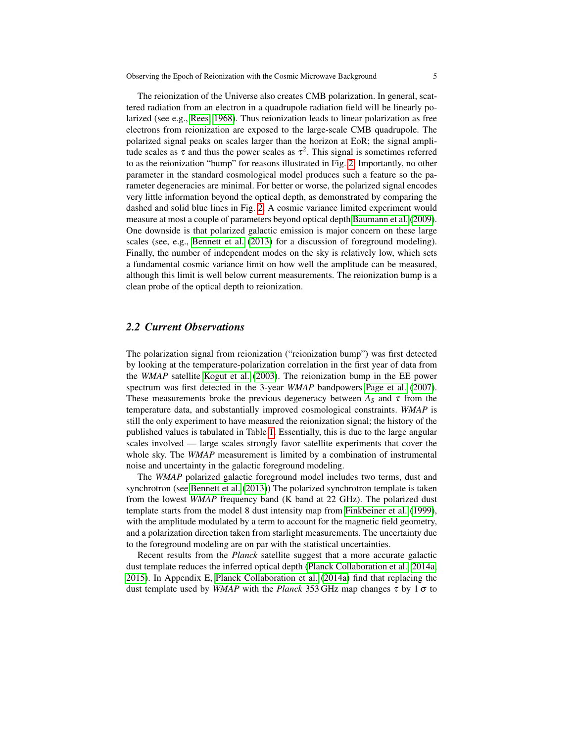The reionization of the Universe also creates CMB polarization. In general, scattered radiation from an electron in a quadrupole radiation field will be linearly polarized (see e.g., Rees 1968). Thus reionization leads to linear polarization as free electrons from reionization are exposed to the large-scale CMB quadrupole. The polarized signal peaks on scales larger than the horizon at EoR; the signal amplitude scales as $\tau$ and thus the power scales as $\tau^2$. This signal is sometimes referred to as the reionization "bump" for reasons illustrated in Fig. 2. Importantly, no other parameter in the standard cosmological model produces such a feature so the parameter degeneracies are minimal. For better or worse, the polarized signal encodes very little information beyond the optical depth, as demonstrated by comparing the dashed and solid blue lines in Fig. 2. A cosmic variance limited experiment would measure at most a couple of parameters beyond optical depth Baumann et al. (2009). One downside is that polarized galactic emission is major concern on these large scales (see, e.g., Bennett et al. (2013) for a discussion of foreground modeling). Finally, the number of independent modes on the sky is relatively low, which sets a fundamental cosmic variance limit on how well the amplitude can be measured, although this limit is well below current measurements. The reionization bump is a clean probe of the optical depth to reionization.

### 2.2 Current Observations

The polarization signal from reionization ("reionization bump") was first detected by looking at the temperature-polarization correlation in the first year of data from the *WMAP* satellite Kogut et al. (2003). The reionization bump in the EE power spectrum was first detected in the 3-year *WMAP* bandpowers Page et al. (2007). These measurements broke the previous degeneracy between $A_S$ and $\tau$ from the temperature data, and substantially improved cosmological constraints. *WMAP* is still the only experiment to have measured the reionization signal; the history of the published values is tabulated in Table 1. Essentially, this is due to the large angular scales involved — large scales strongly favor satellite experiments that cover the whole sky. The *WMAP* measurement is limited by a combination of instrumental noise and uncertainty in the galactic foreground modeling.

The *WMAP* polarized galactic foreground model includes two terms, dust and synchrotron (see Bennett et al. (2013)) The polarized synchrotron template is taken from the lowest *WMAP* frequency band (K band at 22 GHz). The polarized dust template starts from the model 8 dust intensity map from Finkbeiner et al. (1999), with the amplitude modulated by a term to account for the magnetic field geometry, and a polarization direction taken from starlight measurements. The uncertainty due to the foreground modeling are on par with the statistical uncertainties.

Recent results from the *Planck* satellite suggest that a more accurate galactic dust template reduces the inferred optical depth (Planck Collaboration et al. 2014a, 2015). In Appendix E, Planck Collaboration et al. (2014a) find that replacing the dust template used by *WMAP* with the *Planck* 353 GHz map changes $\tau$ by $1\,\sigma$ to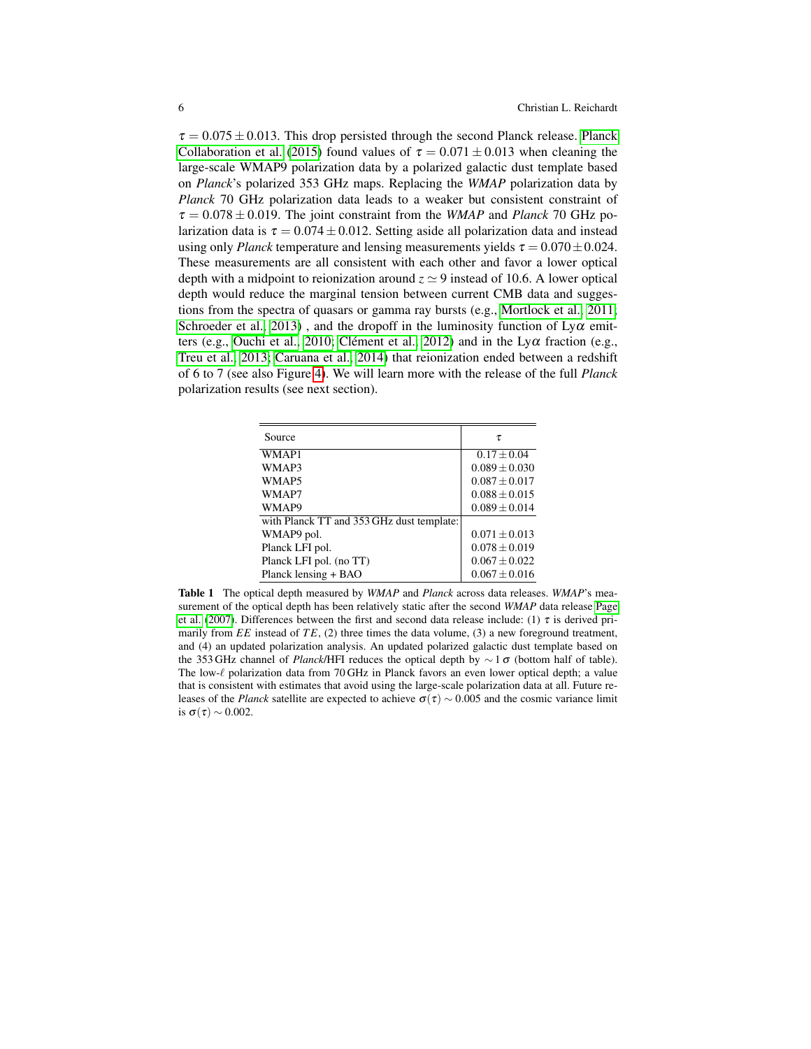$\tau = 0.075 \pm 0.013$. This drop persisted through the second Planck release. Planck Collaboration et al. (2015) found values of $\tau = 0.071 \pm 0.013$ when cleaning the large-scale WMAP9 polarization data by a polarized galactic dust template based on *Planck*'s polarized 353 GHz maps. Replacing the *WMAP* polarization data by *Planck* 70 GHz polarization data leads to a weaker but consistent constraint of $\tau = 0.078 \pm 0.019$. The joint constraint from the *WMAP* and *Planck* 70 GHz polarization data is $\tau = 0.074 \pm 0.012$. Setting aside all polarization data and instead using only *Planck* temperature and lensing measurements yields $\tau = 0.070 \pm 0.024$. These measurements are all consistent with each other and favor a lower optical depth with a midpoint to reionization around $z \simeq 9$ instead of 10.6. A lower optical depth would reduce the marginal tension between current CMB data and suggestions from the spectra of quasars or gamma ray bursts (e.g., Mortlock et al. 2011; Schroeder et al. 2013) , and the dropoff in the luminosity function of Ly$\alpha$ emitters (e.g., Ouchi et al. 2010; Clément et al. 2012) and in the Ly$\alpha$ fraction (e.g., Treu et al. 2013; Caruana et al. 2014) that reionization ended between a redshift of 6 to 7 (see also Figure 4). We will learn more with the release of the full *Planck* polarization results (see next section).

| Source | $\tau$ |
|---|---|
| WMAP1 | $0.17 \pm 0.04$ |
| WMAP3 | $0.089 \pm 0.030$ |
| WMAP5 | $0.087 \pm 0.017$ |
| WMAP7 | $0.088 \pm 0.015$ |
| WMAP9 | $0.089 \pm 0.014$ |
| with Planck TT and 353 GHz dust template: | |
| WMAP9 pol. | $0.071 \pm 0.013$ |
| Planck LFI pol. | $0.078 \pm 0.019$ |
| Planck LFI pol. (no TT) | $0.067 \pm 0.022$ |
| Planck lensing + BAO | $0.067 \pm 0.016$ |

**Table 1** The optical depth measured by *WMAP* and *Planck* across data releases. *WMAP*'s measurement of the optical depth has been relatively static after the second *WMAP* data release Page et al. (2007). Differences between the first and second data release include: (1) $\tau$ is derived primarily from $EE$ instead of $TE$, (2) three times the data volume, (3) a new foreground treatment, and (4) an updated polarization analysis. An updated polarized galactic dust template based on the 353 GHz channel of *Planck*/HFI reduces the optical depth by $\sim 1\,\sigma$ (bottom half of table). The low-$\ell$ polarization data from 70 GHz in Planck favors an even lower optical depth; a value that is consistent with estimates that avoid using the large-scale polarization data at all. Future releases of the *Planck* satellite are expected to achieve $\sigma(\tau) \sim 0.005$ and the cosmic variance limit is $\sigma(\tau) \sim 0.002$.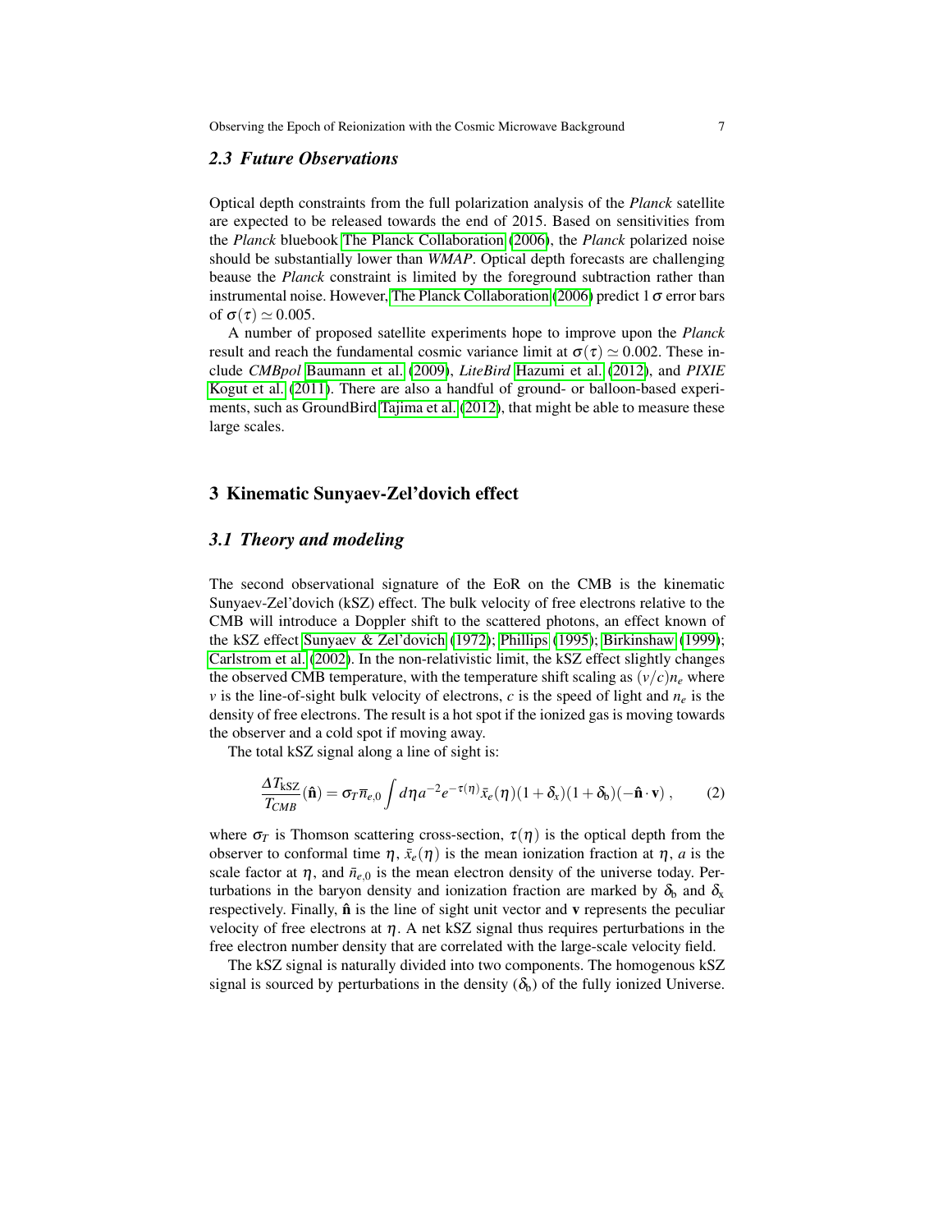### 2.3 Future Observations

Optical depth constraints from the full polarization analysis of the *Planck* satellite are expected to be released towards the end of 2015. Based on sensitivities from the *Planck* bluebook The Planck Collaboration (2006), the *Planck* polarized noise should be substantially lower than *WMAP*. Optical depth forecasts are challenging beause the *Planck* constraint is limited by the foreground subtraction rather than instrumental noise. However, The Planck Collaboration (2006) predict 1 $\sigma$ error bars of $\sigma(\tau) \simeq 0.005$.

A number of proposed satellite experiments hope to improve upon the *Planck* result and reach the fundamental cosmic variance limit at $\sigma(\tau) \simeq 0.002$. These include *CMBpol* Baumann et al. (2009), *LiteBird* Hazumi et al. (2012), and *PIXIE* Kogut et al. (2011). There are also a handful of ground- or balloon-based experiments, such as GroundBird Tajima et al. (2012), that might be able to measure these large scales.

## 3 Kinematic Sunyaev-Zel'dovich effect

### 3.1 Theory and modeling

The second observational signature of the EoR on the CMB is the kinematic Sunyaev-Zel'dovich (kSZ) effect. The bulk velocity of free electrons relative to the CMB will introduce a Doppler shift to the scattered photons, an effect known of the kSZ effect Sunyaev & Zel'dovich (1972); Phillips (1995); Birkinshaw (1999); Carlstrom et al. (2002). In the non-relativistic limit, the kSZ effect slightly changes the observed CMB temperature, with the temperature shift scaling as $(v/c)n_e$ where $v$ is the line-of-sight bulk velocity of electrons, $c$ is the speed of light and $n_e$ is the density of free electrons. The result is a hot spot if the ionized gas is moving towards the observer and a cold spot if moving away.

The total kSZ signal along a line of sight is:

$$\frac{\Delta T_{\rm kSZ}}{T_{CMB}}(\hat{\mathbf{n}}) = \sigma_T \overline{n}_{e,0} \int d\eta \, a^{-2} e^{-\tau(\eta)} \bar{x}_e(\eta)(1+\delta_x)(1+\delta_{\rm b})(-\hat{\mathbf{n}}\cdot\mathbf{v}) \,, \quad (2)$$

where $\sigma_T$ is Thomson scattering cross-section, $\tau(\eta)$ is the optical depth from the observer to conformal time $\eta$, $\bar{x}_e(\eta)$ is the mean ionization fraction at $\eta$, $a$ is the scale factor at $\eta$, and $\bar{n}_{e,0}$ is the mean electron density of the universe today. Perturbations in the baryon density and ionization fraction are marked by $\delta_{\rm b}$ and $\delta_{\rm x}$ respectively. Finally, $\hat{\mathbf{n}}$ is the line of sight unit vector and $\mathbf{v}$ represents the peculiar velocity of free electrons at $\eta$. A net kSZ signal thus requires perturbations in the free electron number density that are correlated with the large-scale velocity field.

The kSZ signal is naturally divided into two components. The homogenous kSZ signal is sourced by perturbations in the density ($\delta_{\rm b}$) of the fully ionized Universe.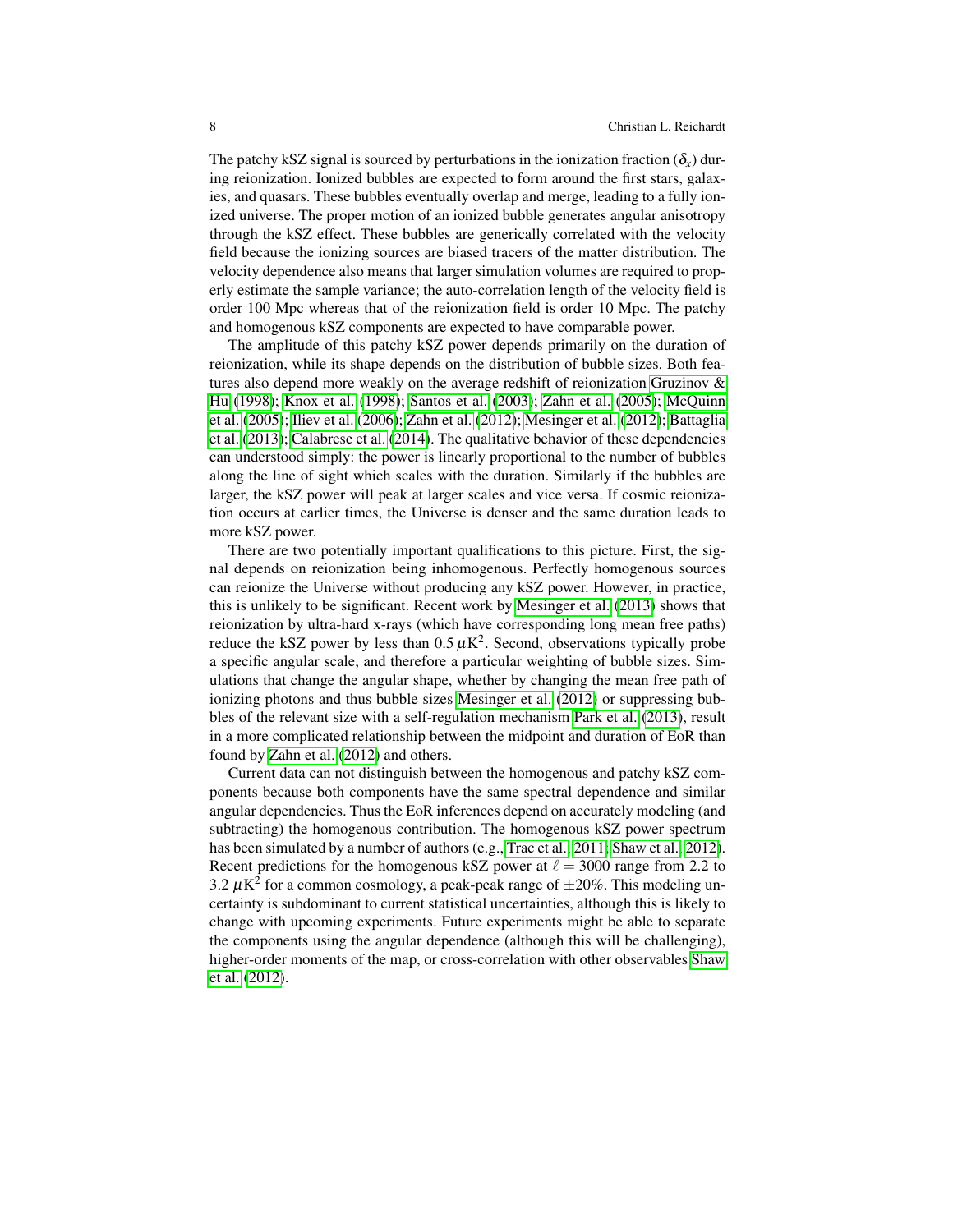The patchy kSZ signal is sourced by perturbations in the ionization fraction ($\delta_x$) during reionization. Ionized bubbles are expected to form around the first stars, galaxies, and quasars. These bubbles eventually overlap and merge, leading to a fully ionized universe. The proper motion of an ionized bubble generates angular anisotropy through the kSZ effect. These bubbles are generically correlated with the velocity field because the ionizing sources are biased tracers of the matter distribution. The velocity dependence also means that larger simulation volumes are required to properly estimate the sample variance; the auto-correlation length of the velocity field is order 100 Mpc whereas that of the reionization field is order 10 Mpc. The patchy and homogenous kSZ components are expected to have comparable power.

The amplitude of this patchy kSZ power depends primarily on the duration of reionization, while its shape depends on the distribution of bubble sizes. Both features also depend more weakly on the average redshift of reionization Gruzinov & Hu (1998); Knox et al. (1998); Santos et al. (2003); Zahn et al. (2005); McQuinn et al. (2005); Iliev et al. (2006); Zahn et al. (2012); Mesinger et al. (2012); Battaglia et al. (2013); Calabrese et al. (2014). The qualitative behavior of these dependencies can understood simply: the power is linearly proportional to the number of bubbles along the line of sight which scales with the duration. Similarly if the bubbles are larger, the kSZ power will peak at larger scales and vice versa. If cosmic reionization occurs at earlier times, the Universe is denser and the same duration leads to more kSZ power.

There are two potentially important qualifications to this picture. First, the signal depends on reionization being inhomogenous. Perfectly homogenous sources can reionize the Universe without producing any kSZ power. However, in practice, this is unlikely to be significant. Recent work by Mesinger et al. (2013) shows that reionization by ultra-hard x-rays (which have corresponding long mean free paths) reduce the kSZ power by less than $0.5\,\mu\mathrm{K}^2$. Second, observations typically probe a specific angular scale, and therefore a particular weighting of bubble sizes. Simulations that change the angular shape, whether by changing the mean free path of ionizing photons and thus bubble sizes Mesinger et al. (2012) or suppressing bubbles of the relevant size with a self-regulation mechanism Park et al. (2013), result in a more complicated relationship between the midpoint and duration of EoR than found by Zahn et al. (2012) and others.

Current data can not distinguish between the homogenous and patchy kSZ components because both components have the same spectral dependence and similar angular dependencies. Thus the EoR inferences depend on accurately modeling (and subtracting) the homogenous contribution. The homogenous kSZ power spectrum has been simulated by a number of authors (e.g., Trac et al. 2011; Shaw et al. 2012). Recent predictions for the homogenous kSZ power at $\ell = 3000$ range from 2.2 to $3.2\,\mu\mathrm{K}^2$ for a common cosmology, a peak-peak range of $\pm 20\%$. This modeling uncertainty is subdominant to current statistical uncertainties, although this is likely to change with upcoming experiments. Future experiments might be able to separate the components using the angular dependence (although this will be challenging), higher-order moments of the map, or cross-correlation with other observables Shaw et al. (2012).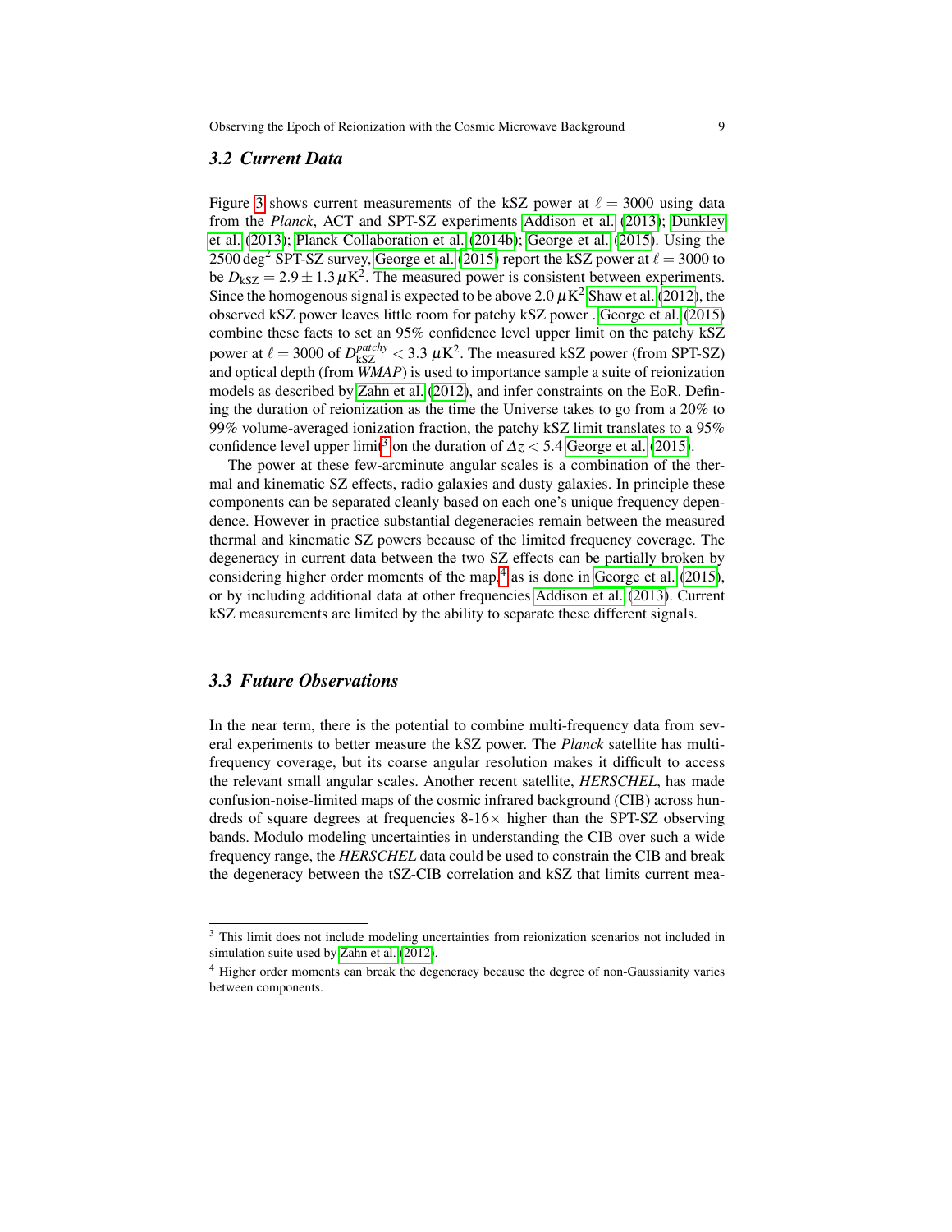### 3.2 Current Data

Figure 3 shows current measurements of the kSZ power at $\ell = 3000$ using data from the *Planck*, ACT and SPT-SZ experiments Addison et al. (2013); Dunkley et al. (2013); Planck Collaboration et al. (2014b); George et al. (2015). Using the $2500\,\mathrm{deg}^2$ SPT-SZ survey, George et al. (2015) report the kSZ power at $\ell = 3000$ to be $D_{\mathrm{kSZ}} = 2.9 \pm 1.3\,\mu\mathrm{K}^2$. The measured power is consistent between experiments. Since the homogenous signal is expected to be above $2.0\,\mu\mathrm{K}^2$ Shaw et al. (2012), the observed kSZ power leaves little room for patchy kSZ power . George et al. (2015) combine these facts to set an 95% confidence level upper limit on the patchy kSZ power at $\ell = 3000$ of $D_{\mathrm{kSZ}}^{patchy} < 3.3\ \mu\mathrm{K}^2$. The measured kSZ power (from SPT-SZ) and optical depth (from *WMAP*) is used to importance sample a suite of reionization models as described by Zahn et al. (2012), and infer constraints on the EoR. Defining the duration of reionization as the time the Universe takes to go from a 20% to 99% volume-averaged ionization fraction, the patchy kSZ limit translates to a 95% confidence level upper limit[3] on the duration of $\Delta z < 5.4$ George et al. (2015).

The power at these few-arcminute angular scales is a combination of the thermal and kinematic SZ effects, radio galaxies and dusty galaxies. In principle these components can be separated cleanly based on each one's unique frequency dependence. However in practice substantial degeneracies remain between the measured thermal and kinematic SZ powers because of the limited frequency coverage. The degeneracy in current data between the two SZ effects can be partially broken by considering higher order moments of the map,[4] as is done in George et al. (2015), or by including additional data at other frequencies Addison et al. (2013). Current kSZ measurements are limited by the ability to separate these different signals.

### 3.3 Future Observations

In the near term, there is the potential to combine multi-frequency data from several experiments to better measure the kSZ power. The *Planck* satellite has multi-frequency coverage, but its coarse angular resolution makes it difficult to access the relevant small angular scales. Another recent satellite, *HERSCHEL*, has made confusion-noise-limited maps of the cosmic infrared background (CIB) across hundreds of square degrees at frequencies 8-16$\times$ higher than the SPT-SZ observing bands. Modulo modeling uncertainties in understanding the CIB over such a wide frequency range, the *HERSCHEL* data could be used to constrain the CIB and break the degeneracy between the tSZ-CIB correlation and kSZ that limits current mea-

---

[3] This limit does not include modeling uncertainties from reionization scenarios not included in simulation suite used by Zahn et al. (2012).

[4] Higher order moments can break the degeneracy because the degree of non-Gaussianity varies between components.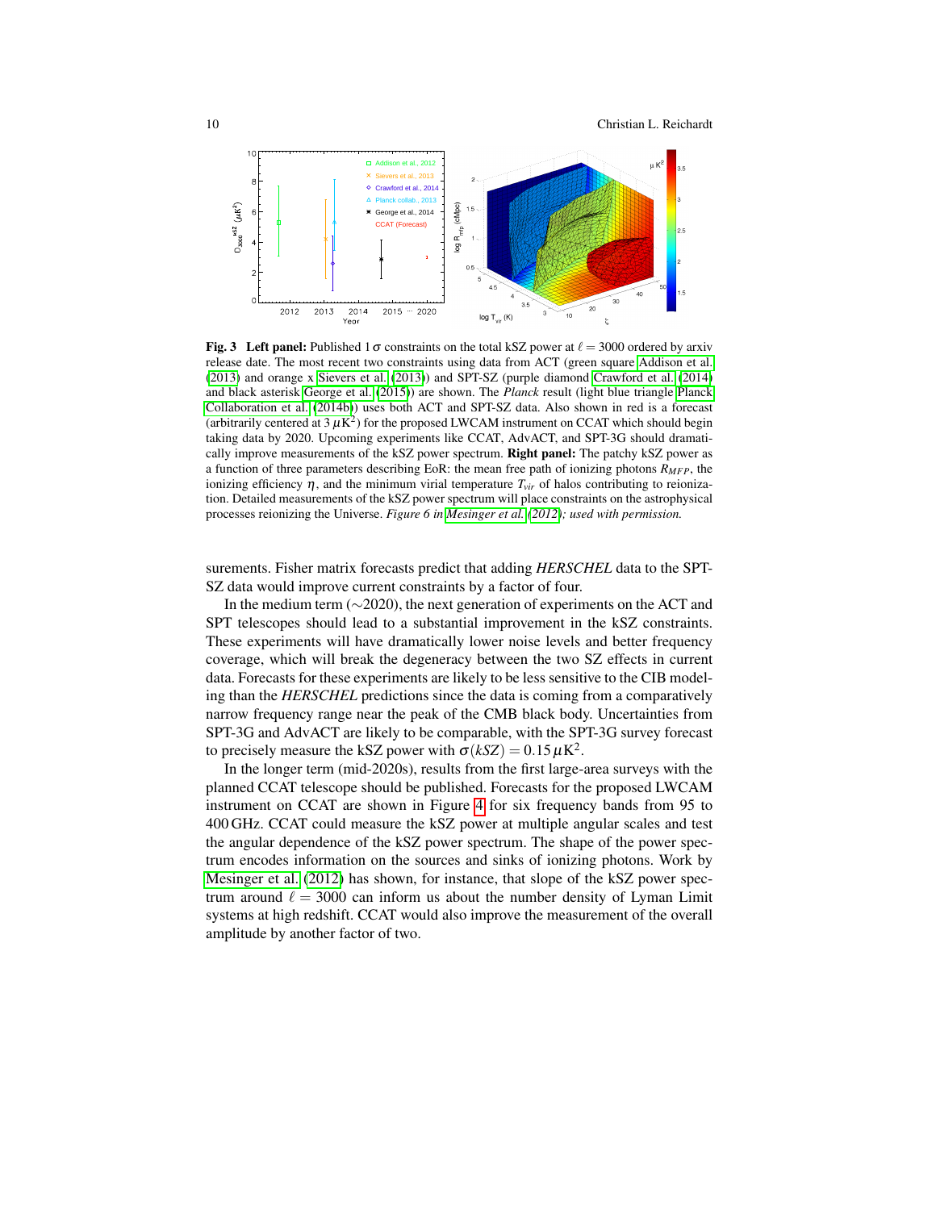**Fig. 3** **Left panel:** Published $1\sigma$ constraints on the total kSZ power at $\ell = 3000$ ordered by arxiv release date. The most recent two constraints using data from ACT (green square Addison et al. (2013) and orange x Sievers et al. (2013)) and SPT-SZ (purple diamond Crawford et al. (2014) and black asterisk George et al. (2015)) are shown. The *Planck* result (light blue triangle Planck Collaboration et al. (2014b)) uses both ACT and SPT-SZ data. Also shown in red is a forecast (arbitrarily centered at $3\,\mu\mathrm{K}^2$) for the proposed LWCAM instrument on CCAT which should begin taking data by 2020. Upcoming experiments like CCAT, AdvACT, and SPT-3G should dramatically improve measurements of the kSZ power spectrum. **Right panel:** The patchy kSZ power as a function of three parameters describing EoR: the mean free path of ionizing photons $R_{MFP}$, the ionizing efficiency $\eta$, and the minimum virial temperature $T_{vir}$ of halos contributing to reionization. Detailed measurements of the kSZ power spectrum will place constraints on the astrophysical processes reionizing the Universe. *Figure 6 in Mesinger et al. (2012); used with permission.*

surements. Fisher matrix forecasts predict that adding *HERSCHEL* data to the SPT-SZ data would improve current constraints by a factor of four.

In the medium term ($\sim$2020), the next generation of experiments on the ACT and SPT telescopes should lead to a substantial improvement in the kSZ constraints. These experiments will have dramatically lower noise levels and better frequency coverage, which will break the degeneracy between the two SZ effects in current data. Forecasts for these experiments are likely to be less sensitive to the CIB modeling than the *HERSCHEL* predictions since the data is coming from a comparatively narrow frequency range near the peak of the CMB black body. Uncertainties from SPT-3G and AdvACT are likely to be comparable, with the SPT-3G survey forecast to precisely measure the kSZ power with $\sigma(kSZ) = 0.15\,\mu\mathrm{K}^2$.

In the longer term (mid-2020s), results from the first large-area surveys with the planned CCAT telescope should be published. Forecasts for the proposed LWCAM instrument on CCAT are shown in Figure 4 for six frequency bands from 95 to 400 GHz. CCAT could measure the kSZ power at multiple angular scales and test the angular dependence of the kSZ power spectrum. The shape of the power spectrum encodes information on the sources and sinks of ionizing photons. Work by Mesinger et al. (2012) has shown, for instance, that slope of the kSZ power spectrum around $\ell = 3000$ can inform us about the number density of Lyman Limit systems at high redshift. CCAT would also improve the measurement of the overall amplitude by another factor of two.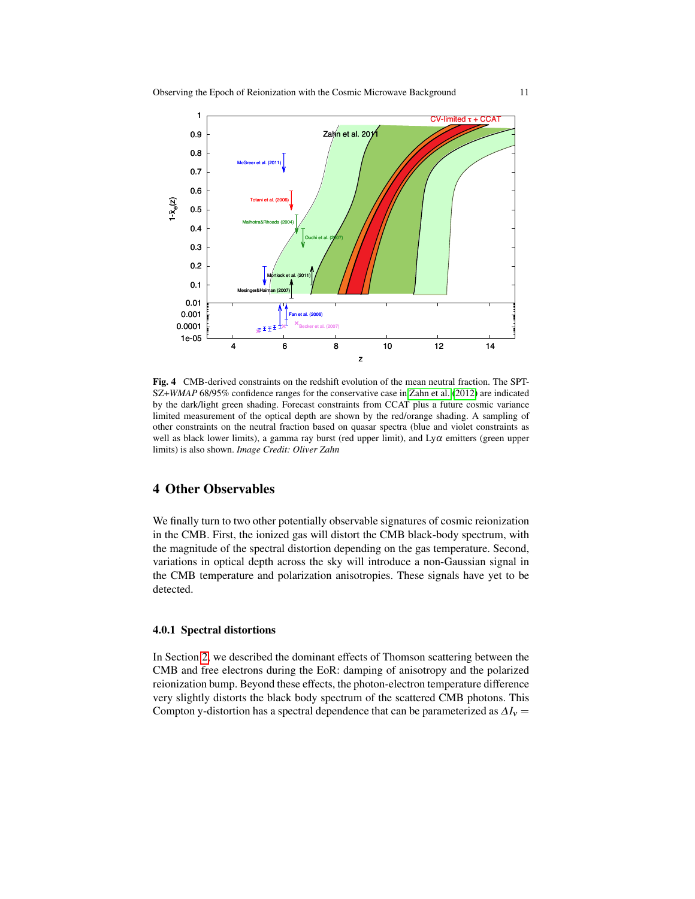**Fig. 4** CMB-derived constraints on the redshift evolution of the mean neutral fraction. The SPT-SZ+*WMAP* 68/95% confidence ranges for the conservative case in Zahn et al. (2012) are indicated by the dark/light green shading. Forecast constraints from CCAT plus a future cosmic variance limited measurement of the optical depth are shown by the red/orange shading. A sampling of other constraints on the neutral fraction based on quasar spectra (blue and violet constraints as well as black lower limits), a gamma ray burst (red upper limit), and Ly$\alpha$ emitters (green upper limits) is also shown. *Image Credit: Oliver Zahn*

## 4 Other Observables

We finally turn to two other potentially observable signatures of cosmic reionization in the CMB. First, the ionized gas will distort the CMB black-body spectrum, with the magnitude of the spectral distortion depending on the gas temperature. Second, variations in optical depth across the sky will introduce a non-Gaussian signal in the CMB temperature and polarization anisotropies. These signals have yet to be detected.

#### 4.0.1 Spectral distortions

In Section 2, we described the dominant effects of Thomson scattering between the CMB and free electrons during the EoR: damping of anisotropy and the polarized reionization bump. Beyond these effects, the photon-electron temperature difference very slightly distorts the black body spectrum of the scattered CMB photons. This Compton y-distortion has a spectral dependence that can be parameterized as $\Delta I_\nu =$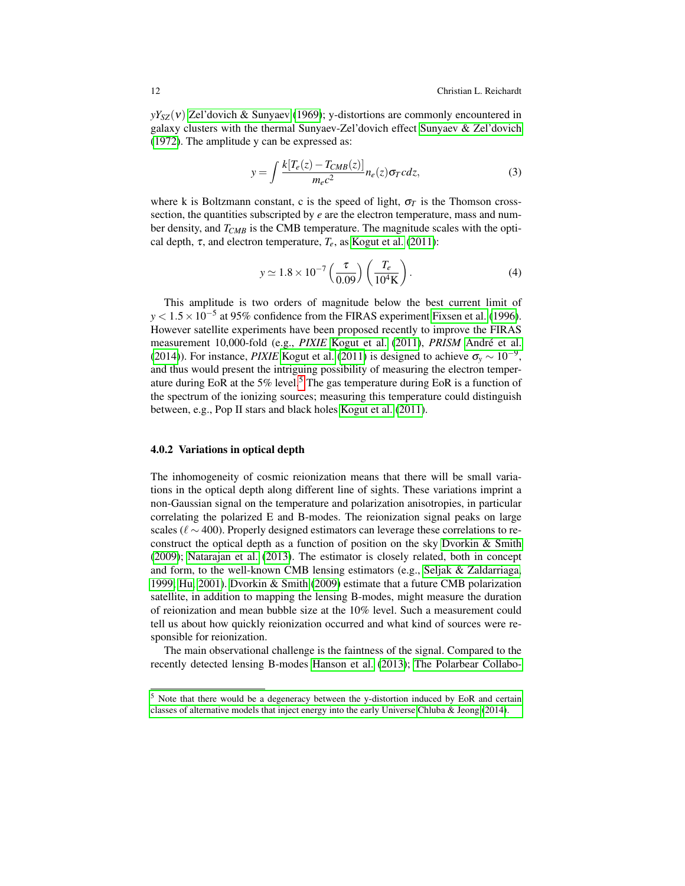$yY_{SZ}(\nu)$ Zel'dovich & Sunyaev (1969); y-distortions are commonly encountered in galaxy clusters with the thermal Sunyaev-Zel'dovich effect Sunyaev & Zel'dovich (1972). The amplitude y can be expressed as:

$$y = \int \frac{k[T_e(z) - T_{CMB}(z)]}{m_e c^2} n_e(z) \sigma_T c dz, \tag{3}$$

where k is Boltzmann constant, c is the speed of light, $\sigma_T$ is the Thomson cross-section, the quantities subscripted by $e$ are the electron temperature, mass and number density, and $T_{CMB}$ is the CMB temperature. The magnitude scales with the optical depth, $\tau$, and electron temperature, $T_e$, as Kogut et al. (2011):

$$y \simeq 1.8 \times 10^{-7} \left(\frac{\tau}{0.09}\right) \left(\frac{T_e}{10^4 \text{K}}\right). \tag{4}$$

This amplitude is two orders of magnitude below the best current limit of $y < 1.5 \times 10^{-5}$ at 95% confidence from the FIRAS experiment Fixsen et al. (1996). However satellite experiments have been proposed recently to improve the FIRAS measurement 10,000-fold (e.g., *PIXIE* Kogut et al. (2011), *PRISM* André et al. (2014)). For instance, *PIXIE* Kogut et al. (2011) is designed to achieve $\sigma_y \sim 10^{-9}$, and thus would present the intriguing possibility of measuring the electron temperature during EoR at the 5% level.[5] The gas temperature during EoR is a function of the spectrum of the ionizing sources; measuring this temperature could distinguish between, e.g., Pop II stars and black holes Kogut et al. (2011).

#### 4.0.2 Variations in optical depth

The inhomogeneity of cosmic reionization means that there will be small variations in the optical depth along different line of sights. These variations imprint a non-Gaussian signal on the temperature and polarization anisotropies, in particular correlating the polarized E and B-modes. The reionization signal peaks on large scales ($\ell \sim 400$). Properly designed estimators can leverage these correlations to reconstruct the optical depth as a function of position on the sky Dvorkin & Smith (2009); Natarajan et al. (2013). The estimator is closely related, both in concept and form, to the well-known CMB lensing estimators (e.g., Seljak & Zaldarriaga, 1999; Hu, 2001). Dvorkin & Smith (2009) estimate that a future CMB polarization satellite, in addition to mapping the lensing B-modes, might measure the duration of reionization and mean bubble size at the 10% level. Such a measurement could tell us about how quickly reionization occurred and what kind of sources were responsible for reionization.

The main observational challenge is the faintness of the signal. Compared to the recently detected lensing B-modes Hanson et al. (2013); The Polarbear Collabo-

[5] Note that there would be a degeneracy between the y-distortion induced by EoR and certain classes of alternative models that inject energy into the early Universe Chluba & Jeong (2014).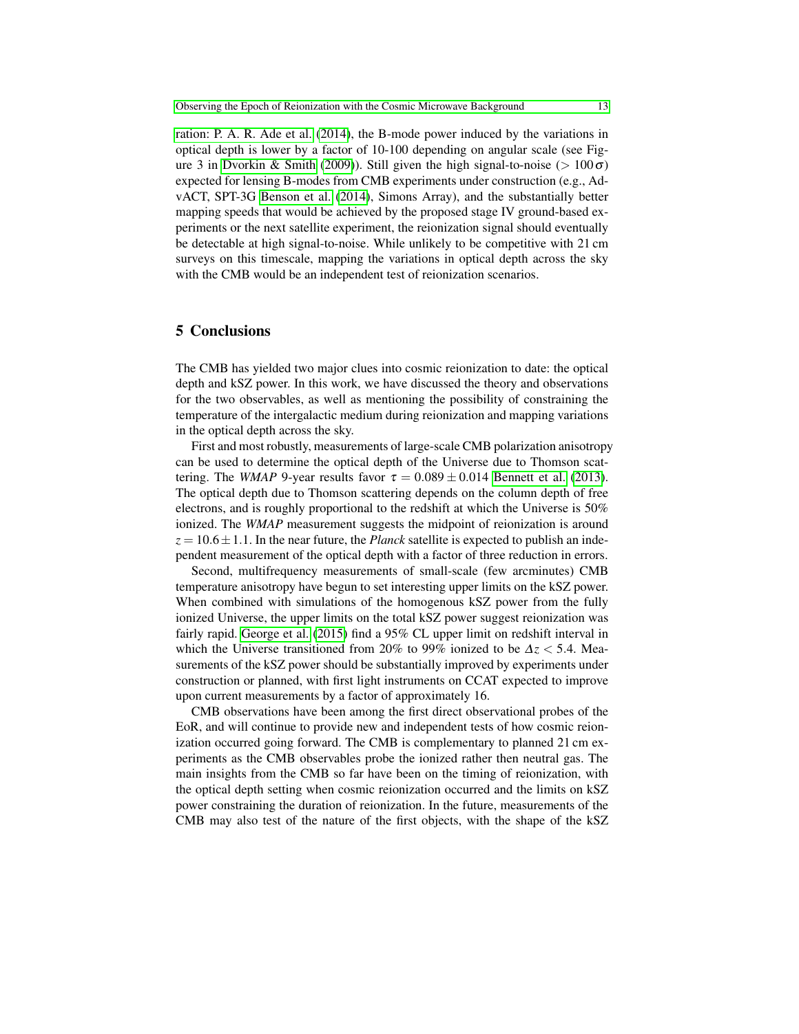ration: P. A. R. Ade et al. (2014), the B-mode power induced by the variations in optical depth is lower by a factor of 10-100 depending on angular scale (see Figure 3 in Dvorkin & Smith (2009)). Still given the high signal-to-noise ($> 100\,\sigma$) expected for lensing B-modes from CMB experiments under construction (e.g., AdvACT, SPT-3G Benson et al. (2014), Simons Array), and the substantially better mapping speeds that would be achieved by the proposed stage IV ground-based experiments or the next satellite experiment, the reionization signal should eventually be detectable at high signal-to-noise. While unlikely to be competitive with 21 cm surveys on this timescale, mapping the variations in optical depth across the sky with the CMB would be an independent test of reionization scenarios.

## 5 Conclusions

The CMB has yielded two major clues into cosmic reionization to date: the optical depth and kSZ power. In this work, we have discussed the theory and observations for the two observables, as well as mentioning the possibility of constraining the temperature of the intergalactic medium during reionization and mapping variations in the optical depth across the sky.

First and most robustly, measurements of large-scale CMB polarization anisotropy can be used to determine the optical depth of the Universe due to Thomson scattering. The *WMAP* 9-year results favor $\tau = 0.089 \pm 0.014$ Bennett et al. (2013). The optical depth due to Thomson scattering depends on the column depth of free electrons, and is roughly proportional to the redshift at which the Universe is 50% ionized. The *WMAP* measurement suggests the midpoint of reionization is around $z = 10.6 \pm 1.1$. In the near future, the *Planck* satellite is expected to publish an independent measurement of the optical depth with a factor of three reduction in errors.

Second, multifrequency measurements of small-scale (few arcminutes) CMB temperature anisotropy have begun to set interesting upper limits on the kSZ power. When combined with simulations of the homogenous kSZ power from the fully ionized Universe, the upper limits on the total kSZ power suggest reionization was fairly rapid. George et al. (2015) find a 95% CL upper limit on redshift interval in which the Universe transitioned from 20% to 99% ionized to be $\Delta z < 5.4$. Measurements of the kSZ power should be substantially improved by experiments under construction or planned, with first light instruments on CCAT expected to improve upon current measurements by a factor of approximately 16.

CMB observations have been among the first direct observational probes of the EoR, and will continue to provide new and independent tests of how cosmic reionization occurred going forward. The CMB is complementary to planned 21 cm experiments as the CMB observables probe the ionized rather then neutral gas. The main insights from the CMB so far have been on the timing of reionization, with the optical depth setting when cosmic reionization occurred and the limits on kSZ power constraining the duration of reionization. In the future, measurements of the CMB may also test of the nature of the first objects, with the shape of the kSZ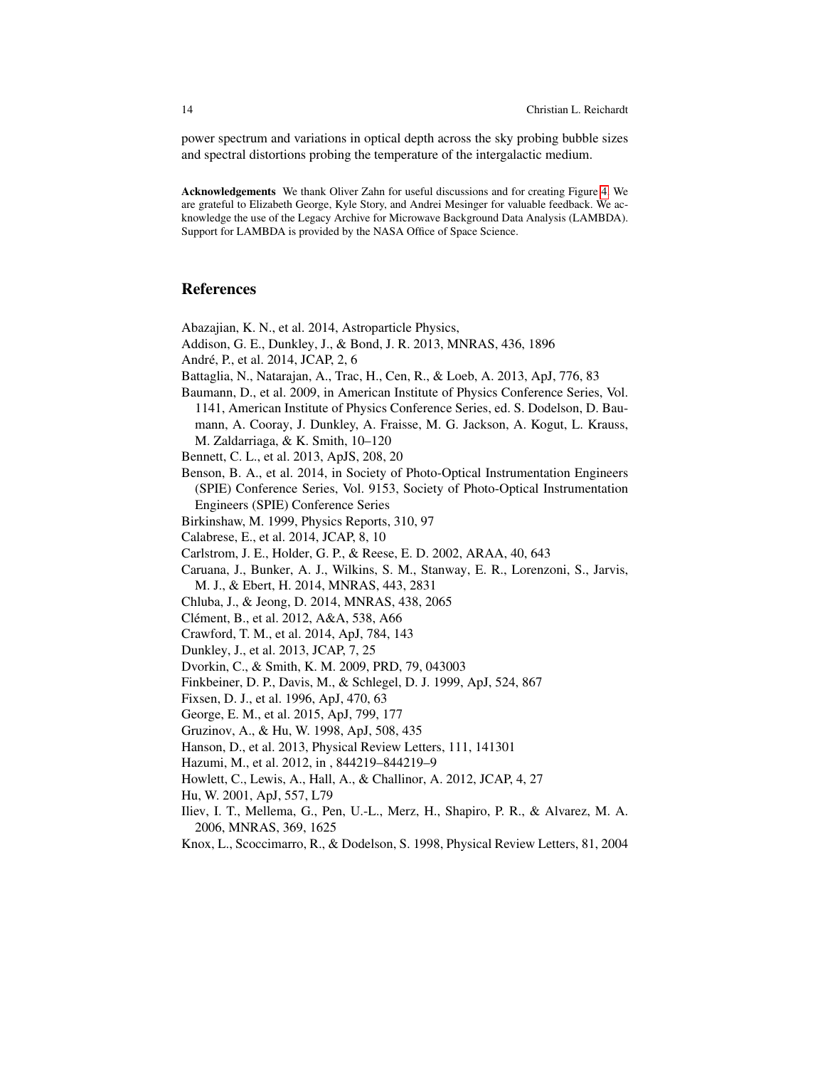power spectrum and variations in optical depth across the sky probing bubble sizes and spectral distortions probing the temperature of the intergalactic medium.

**Acknowledgements** We thank Oliver Zahn for useful discussions and for creating Figure 4. We are grateful to Elizabeth George, Kyle Story, and Andrei Mesinger for valuable feedback. We acknowledge the use of the Legacy Archive for Microwave Background Data Analysis (LAMBDA). Support for LAMBDA is provided by the NASA Office of Space Science.

## References

Abazajian, K. N., et al. 2014, Astroparticle Physics,

Addison, G. E., Dunkley, J., & Bond, J. R. 2013, MNRAS, 436, 1896

André, P., et al. 2014, JCAP, 2, 6

Battaglia, N., Natarajan, A., Trac, H., Cen, R., & Loeb, A. 2013, ApJ, 776, 83

Baumann, D., et al. 2009, in American Institute of Physics Conference Series, Vol. 1141, American Institute of Physics Conference Series, ed. S. Dodelson, D. Baumann, A. Cooray, J. Dunkley, A. Fraisse, M. G. Jackson, A. Kogut, L. Krauss, M. Zaldarriaga, & K. Smith, 10–120

Bennett, C. L., et al. 2013, ApJS, 208, 20

Benson, B. A., et al. 2014, in Society of Photo-Optical Instrumentation Engineers (SPIE) Conference Series, Vol. 9153, Society of Photo-Optical Instrumentation Engineers (SPIE) Conference Series

Birkinshaw, M. 1999, Physics Reports, 310, 97

Calabrese, E., et al. 2014, JCAP, 8, 10

Carlstrom, J. E., Holder, G. P., & Reese, E. D. 2002, ARAA, 40, 643

Caruana, J., Bunker, A. J., Wilkins, S. M., Stanway, E. R., Lorenzoni, S., Jarvis, M. J., & Ebert, H. 2014, MNRAS, 443, 2831

Chluba, J., & Jeong, D. 2014, MNRAS, 438, 2065

Clément, B., et al. 2012, A&A, 538, A66

Crawford, T. M., et al. 2014, ApJ, 784, 143

Dunkley, J., et al. 2013, JCAP, 7, 25

Dvorkin, C., & Smith, K. M. 2009, PRD, 79, 043003

Finkbeiner, D. P., Davis, M., & Schlegel, D. J. 1999, ApJ, 524, 867

Fixsen, D. J., et al. 1996, ApJ, 470, 63

George, E. M., et al. 2015, ApJ, 799, 177

Gruzinov, A., & Hu, W. 1998, ApJ, 508, 435

Hanson, D., et al. 2013, Physical Review Letters, 111, 141301

Hazumi, M., et al. 2012, in , 844219–844219–9

Howlett, C., Lewis, A., Hall, A., & Challinor, A. 2012, JCAP, 4, 27

Hu, W. 2001, ApJ, 557, L79

Iliev, I. T., Mellema, G., Pen, U.-L., Merz, H., Shapiro, P. R., & Alvarez, M. A. 2006, MNRAS, 369, 1625

Knox, L., Scoccimarro, R., & Dodelson, S. 1998, Physical Review Letters, 81, 2004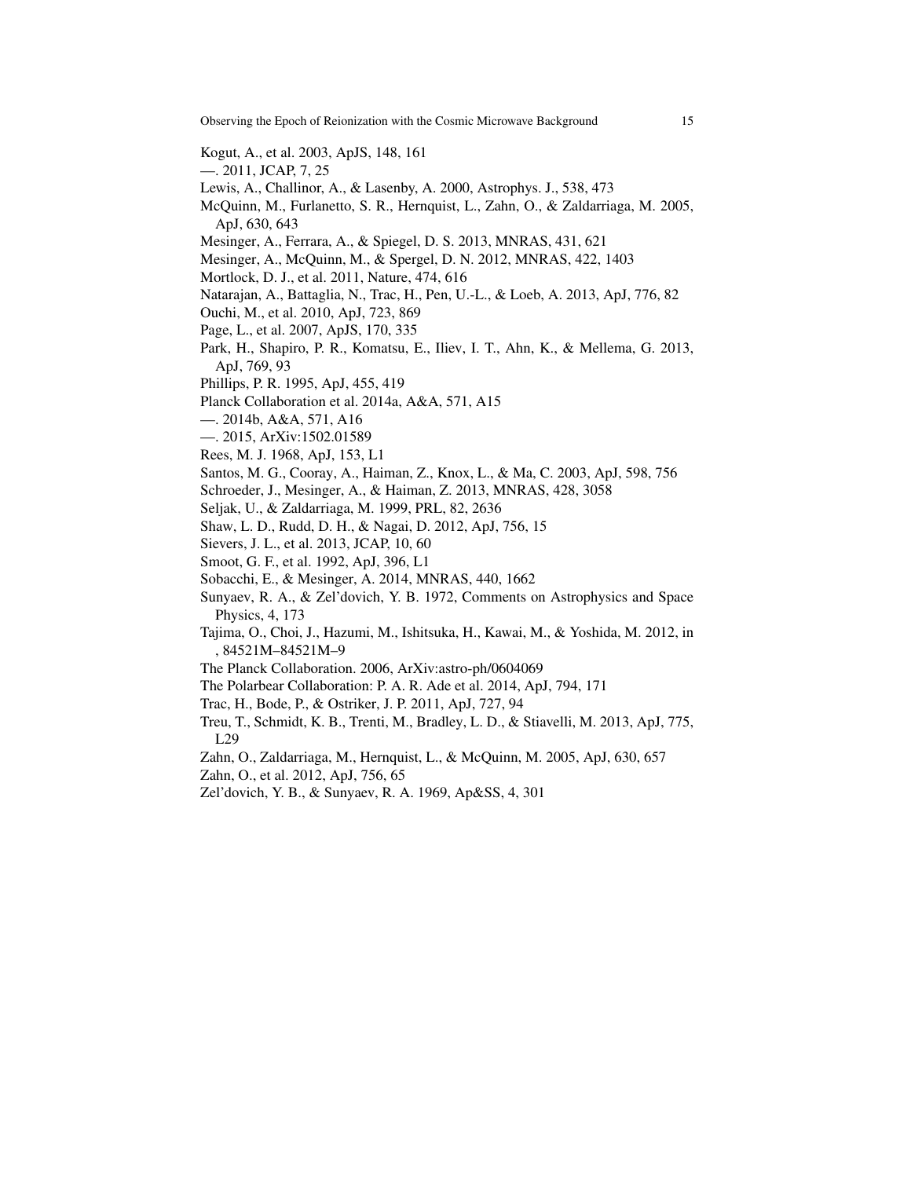Kogut, A., et al. 2003, ApJS, 148, 161

—. 2011, JCAP, 7, 25

Lewis, A., Challinor, A., & Lasenby, A. 2000, Astrophys. J., 538, 473

McQuinn, M., Furlanetto, S. R., Hernquist, L., Zahn, O., & Zaldarriaga, M. 2005, ApJ, 630, 643

Mesinger, A., Ferrara, A., & Spiegel, D. S. 2013, MNRAS, 431, 621

Mesinger, A., McQuinn, M., & Spergel, D. N. 2012, MNRAS, 422, 1403

Mortlock, D. J., et al. 2011, Nature, 474, 616

Natarajan, A., Battaglia, N., Trac, H., Pen, U.-L., & Loeb, A. 2013, ApJ, 776, 82

Ouchi, M., et al. 2010, ApJ, 723, 869

Page, L., et al. 2007, ApJS, 170, 335

Park, H., Shapiro, P. R., Komatsu, E., Iliev, I. T., Ahn, K., & Mellema, G. 2013, ApJ, 769, 93

Phillips, P. R. 1995, ApJ, 455, 419

Planck Collaboration et al. 2014a, A&A, 571, A15

—. 2014b, A&A, 571, A16

—. 2015, ArXiv:1502.01589

Rees, M. J. 1968, ApJ, 153, L1

Santos, M. G., Cooray, A., Haiman, Z., Knox, L., & Ma, C. 2003, ApJ, 598, 756

Schroeder, J., Mesinger, A., & Haiman, Z. 2013, MNRAS, 428, 3058

Seljak, U., & Zaldarriaga, M. 1999, PRL, 82, 2636

Shaw, L. D., Rudd, D. H., & Nagai, D. 2012, ApJ, 756, 15

Sievers, J. L., et al. 2013, JCAP, 10, 60

Smoot, G. F., et al. 1992, ApJ, 396, L1

Sobacchi, E., & Mesinger, A. 2014, MNRAS, 440, 1662

Sunyaev, R. A., & Zel'dovich, Y. B. 1972, Comments on Astrophysics and Space Physics, 4, 173

Tajima, O., Choi, J., Hazumi, M., Ishitsuka, H., Kawai, M., & Yoshida, M. 2012, in , 84521M–84521M–9

The Planck Collaboration. 2006, ArXiv:astro-ph/0604069

The Polarbear Collaboration: P. A. R. Ade et al. 2014, ApJ, 794, 171

Trac, H., Bode, P., & Ostriker, J. P. 2011, ApJ, 727, 94

Treu, T., Schmidt, K. B., Trenti, M., Bradley, L. D., & Stiavelli, M. 2013, ApJ, 775, L29

Zahn, O., Zaldarriaga, M., Hernquist, L., & McQuinn, M. 2005, ApJ, 630, 657

Zahn, O., et al. 2012, ApJ, 756, 65

Zel'dovich, Y. B., & Sunyaev, R. A. 1969, Ap&SS, 4, 301